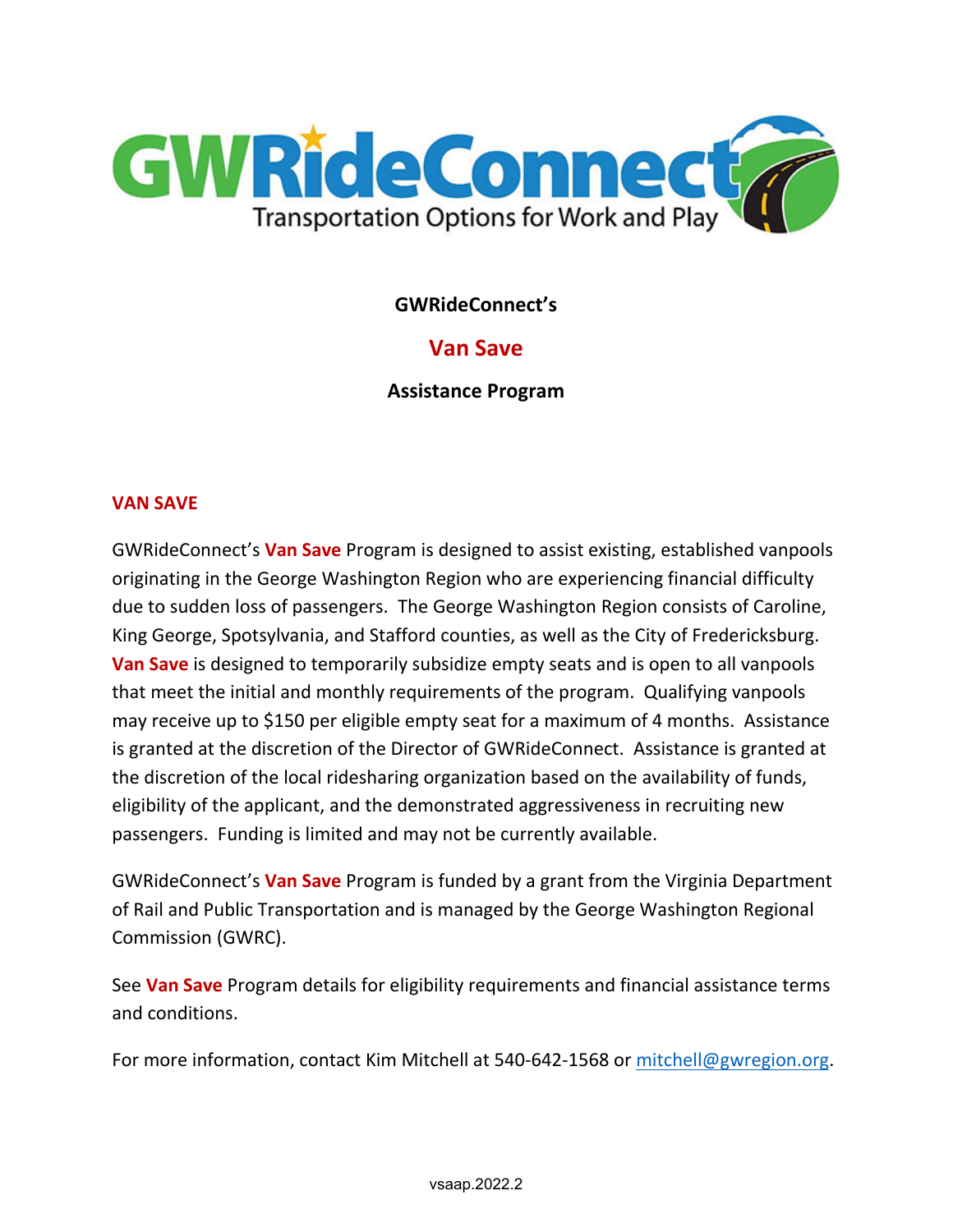# GWRideConnect

Transportation Options for Work and Play

**GWRideConnect's**

**Van Save**

**Assistance Program**

## VAN SAVE

GWRideConnect's **Van Save** Program is designed to assist existing, established vanpools originating in the George Washington Region who are experiencing financial difficulty due to sudden loss of passengers. The George Washington Region consists of Caroline, King George, Spotsylvania, and Stafford counties, as well as the City of Fredericksburg. **Van Save** is designed to temporarily subsidize empty seats and is open to all vanpools that meet the initial and monthly requirements of the program. Qualifying vanpools may receive up to $150 per eligible empty seat for a maximum of 4 months. Assistance is granted at the discretion of the Director of GWRideConnect. Assistance is granted at the discretion of the local ridesharing organization based on the availability of funds, eligibility of the applicant, and the demonstrated aggressiveness in recruiting new passengers. Funding is limited and may not be currently available.

GWRideConnect's **Van Save** Program is funded by a grant from the Virginia Department of Rail and Public Transportation and is managed by the George Washington Regional Commission (GWRC).

See **Van Save** Program details for eligibility requirements and financial assistance terms and conditions.

For more information, contact Kim Mitchell at 540-642-1568 or mitchell@gwregion.org.

vsaap.2022.2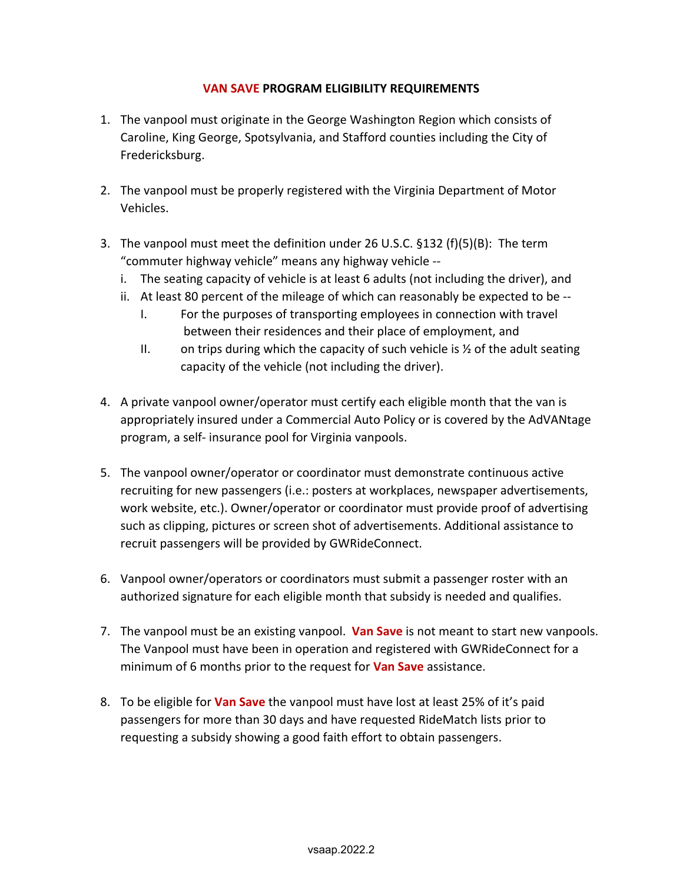# VAN SAVE PROGRAM ELIGIBILITY REQUIREMENTS

1. The vanpool must originate in the George Washington Region which consists of Caroline, King George, Spotsylvania, and Stafford counties including the City of Fredericksburg.

2. The vanpool must be properly registered with the Virginia Department of Motor Vehicles.

3. The vanpool must meet the definition under 26 U.S.C. §132 (f)(5)(B): The term "commuter highway vehicle" means any highway vehicle --
   - i. The seating capacity of vehicle is at least 6 adults (not including the driver), and
   - ii. At least 80 percent of the mileage of which can reasonably be expected to be --
     - I. For the purposes of transporting employees in connection with travel between their residences and their place of employment, and
     - II. on trips during which the capacity of such vehicle is ½ of the adult seating capacity of the vehicle (not including the driver).

4. A private vanpool owner/operator must certify each eligible month that the van is appropriately insured under a Commercial Auto Policy or is covered by the AdVANtage program, a self- insurance pool for Virginia vanpools.

5. The vanpool owner/operator or coordinator must demonstrate continuous active recruiting for new passengers (i.e.: posters at workplaces, newspaper advertisements, work website, etc.). Owner/operator or coordinator must provide proof of advertising such as clipping, pictures or screen shot of advertisements. Additional assistance to recruit passengers will be provided by GWRideConnect.

6. Vanpool owner/operators or coordinators must submit a passenger roster with an authorized signature for each eligible month that subsidy is needed and qualifies.

7. The vanpool must be an existing vanpool. **Van Save** is not meant to start new vanpools. The Vanpool must have been in operation and registered with GWRideConnect for a minimum of 6 months prior to the request for **Van Save** assistance.

8. To be eligible for **Van Save** the vanpool must have lost at least 25% of it's paid passengers for more than 30 days and have requested RideMatch lists prior to requesting a subsidy showing a good faith effort to obtain passengers.

vsaap.2022.2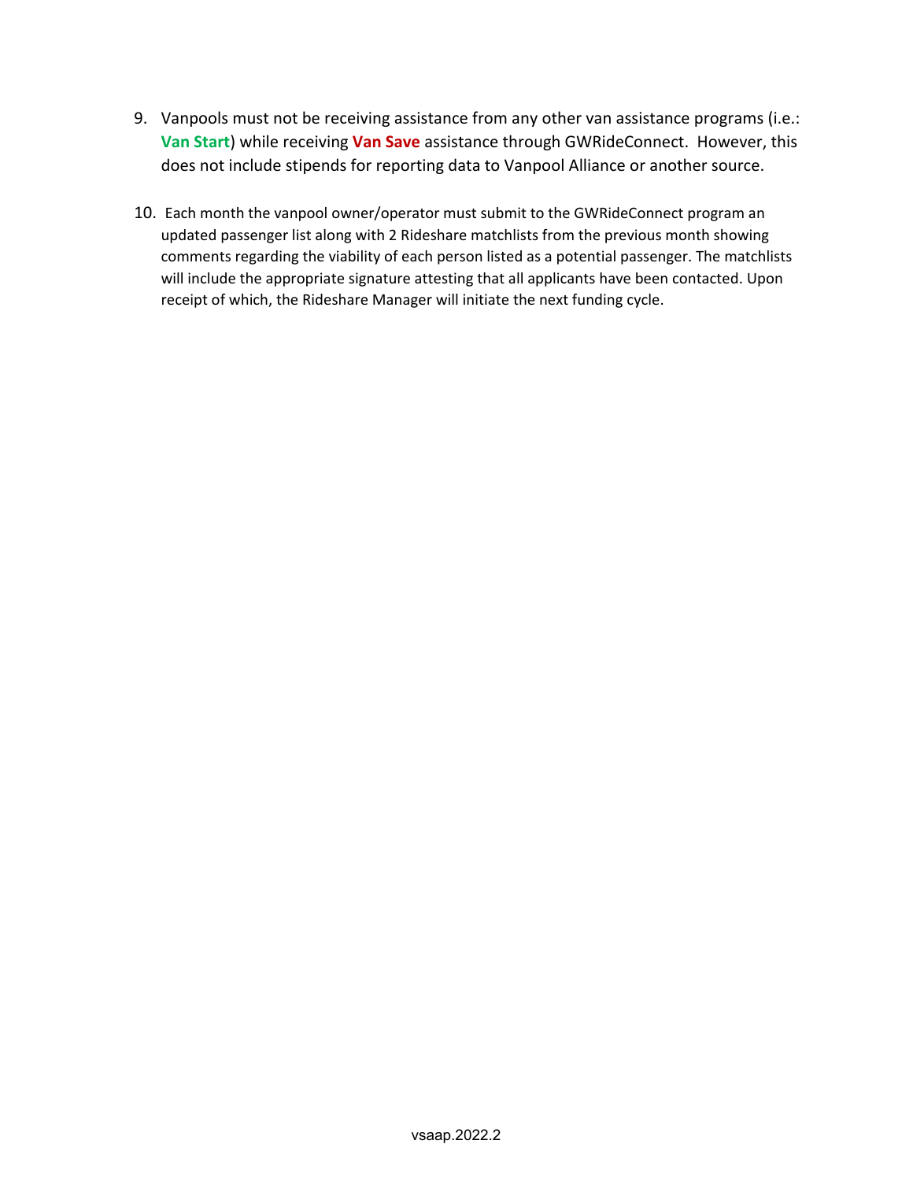9. Vanpools must not be receiving assistance from any other van assistance programs (i.e.: **Van Start**) while receiving **Van Save** assistance through GWRideConnect. However, this does not include stipends for reporting data to Vanpool Alliance or another source.

10. Each month the vanpool owner/operator must submit to the GWRideConnect program an updated passenger list along with 2 Rideshare matchlists from the previous month showing comments regarding the viability of each person listed as a potential passenger. The matchlists will include the appropriate signature attesting that all applicants have been contacted. Upon receipt of which, the Rideshare Manager will initiate the next funding cycle.

vsaap.2022.2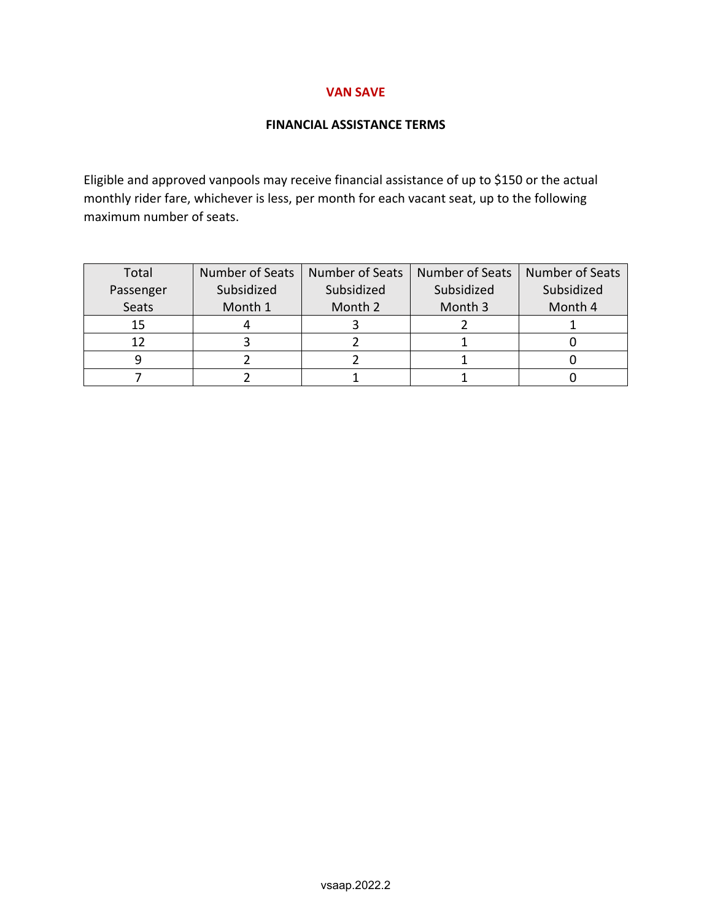# VAN SAVE

## FINANCIAL ASSISTANCE TERMS

Eligible and approved vanpools may receive financial assistance of up to $150 or the actual monthly rider fare, whichever is less, per month for each vacant seat, up to the following maximum number of seats.

| Total Passenger Seats | Number of Seats Subsidized Month 1 | Number of Seats Subsidized Month 2 | Number of Seats Subsidized Month 3 | Number of Seats Subsidized Month 4 |
|---|---|---|---|---|
| 15 | 4 | 3 | 2 | 1 |
| 12 | 3 | 2 | 1 | 0 |
| 9 | 2 | 2 | 1 | 0 |
| 7 | 2 | 1 | 1 | 0 |

vsaap.2022.2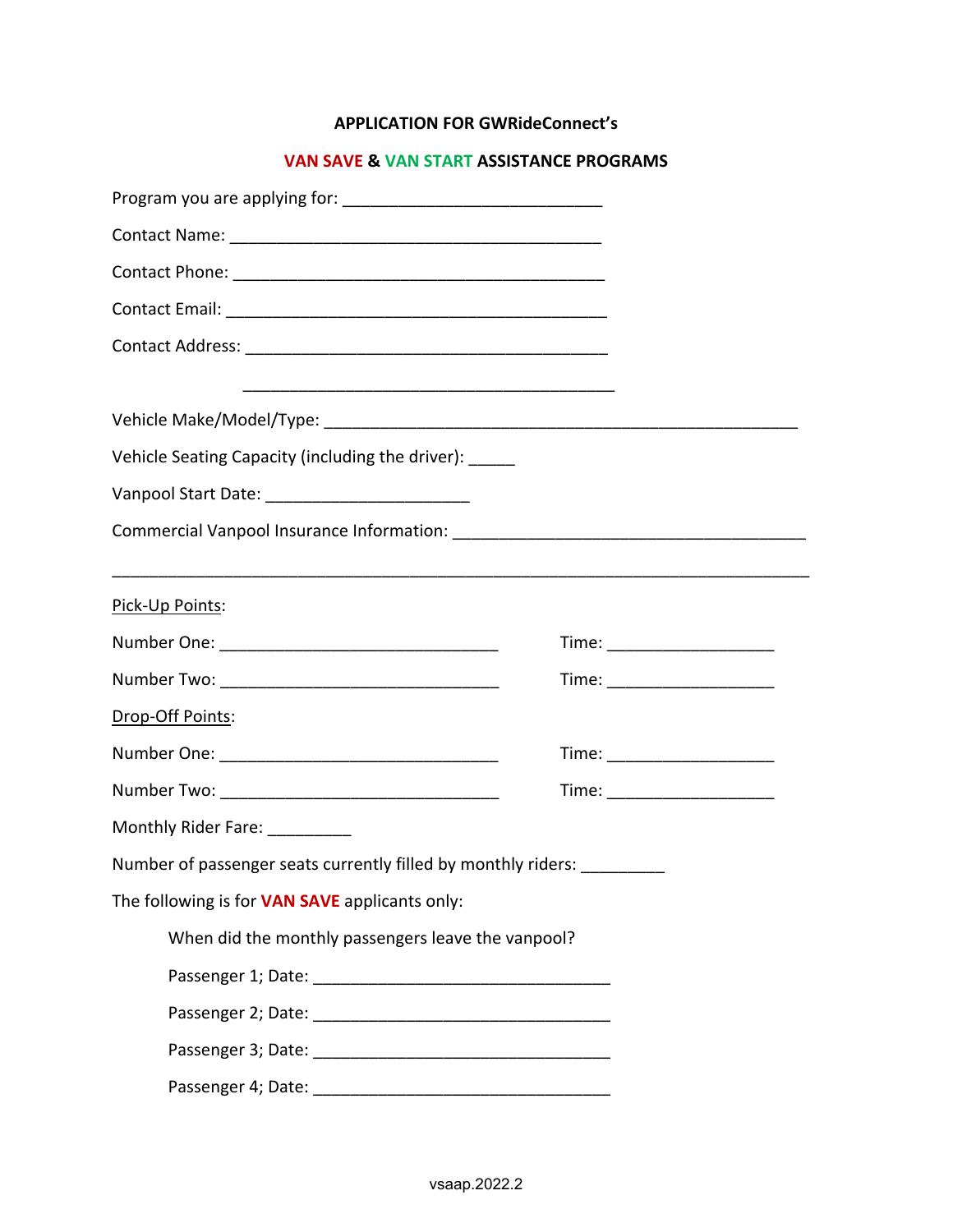**APPLICATION FOR GWRideConnect's**

**VAN SAVE & VAN START ASSISTANCE PROGRAMS**

Program you are applying for: ____________________________

Contact Name: ________________________________________

Contact Phone: ________________________________________

Contact Email: _________________________________________

Contact Address: _______________________________________

________________________________________

Vehicle Make/Model/Type: ___________________________________________________

Vehicle Seating Capacity (including the driver): _____

Vanpool Start Date: ______________________

Commercial Vanpool Insurance Information: ______________________________________

____________________________________________________________________________

Pick-Up Points:

Number One: ______________________________ Time: __________________

Number Two: ______________________________ Time: __________________

Drop-Off Points:

Number One: ______________________________ Time: __________________

Number Two: ______________________________ Time: __________________

Monthly Rider Fare: _________

Number of passenger seats currently filled by monthly riders: _________

The following is for **VAN SAVE** applicants only:

When did the monthly passengers leave the vanpool?

Passenger 1; Date: ________________________________

Passenger 2; Date: ________________________________

Passenger 3; Date: ________________________________

Passenger 4; Date: ________________________________

vsaap.2022.2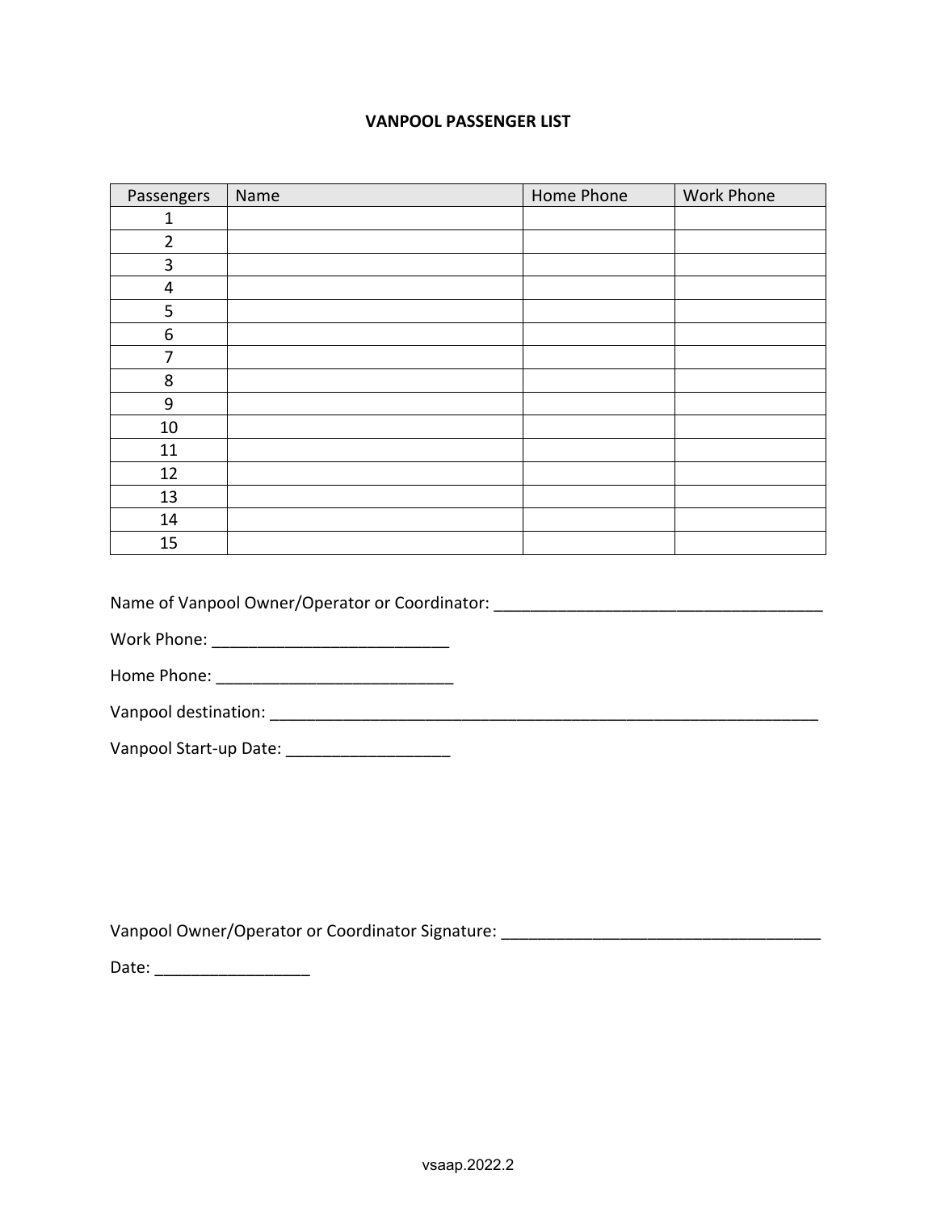**VANPOOL PASSENGER LIST**

| Passengers | Name | Home Phone | Work Phone |
|---|---|---|---|
| 1 | | | |
| 2 | | | |
| 3 | | | |
| 4 | | | |
| 5 | | | |
| 6 | | | |
| 7 | | | |
| 8 | | | |
| 9 | | | |
| 10 | | | |
| 11 | | | |
| 12 | | | |
| 13 | | | |
| 14 | | | |
| 15 | | | |

Name of Vanpool Owner/Operator or Coordinator: _____________________________________

Work Phone: __________________________

Home Phone: __________________________

Vanpool destination: _____________________________________________________________

Vanpool Start-up Date: __________________

Vanpool Owner/Operator or Coordinator Signature: ___________________________________

Date: _________________

vsaap.2022.2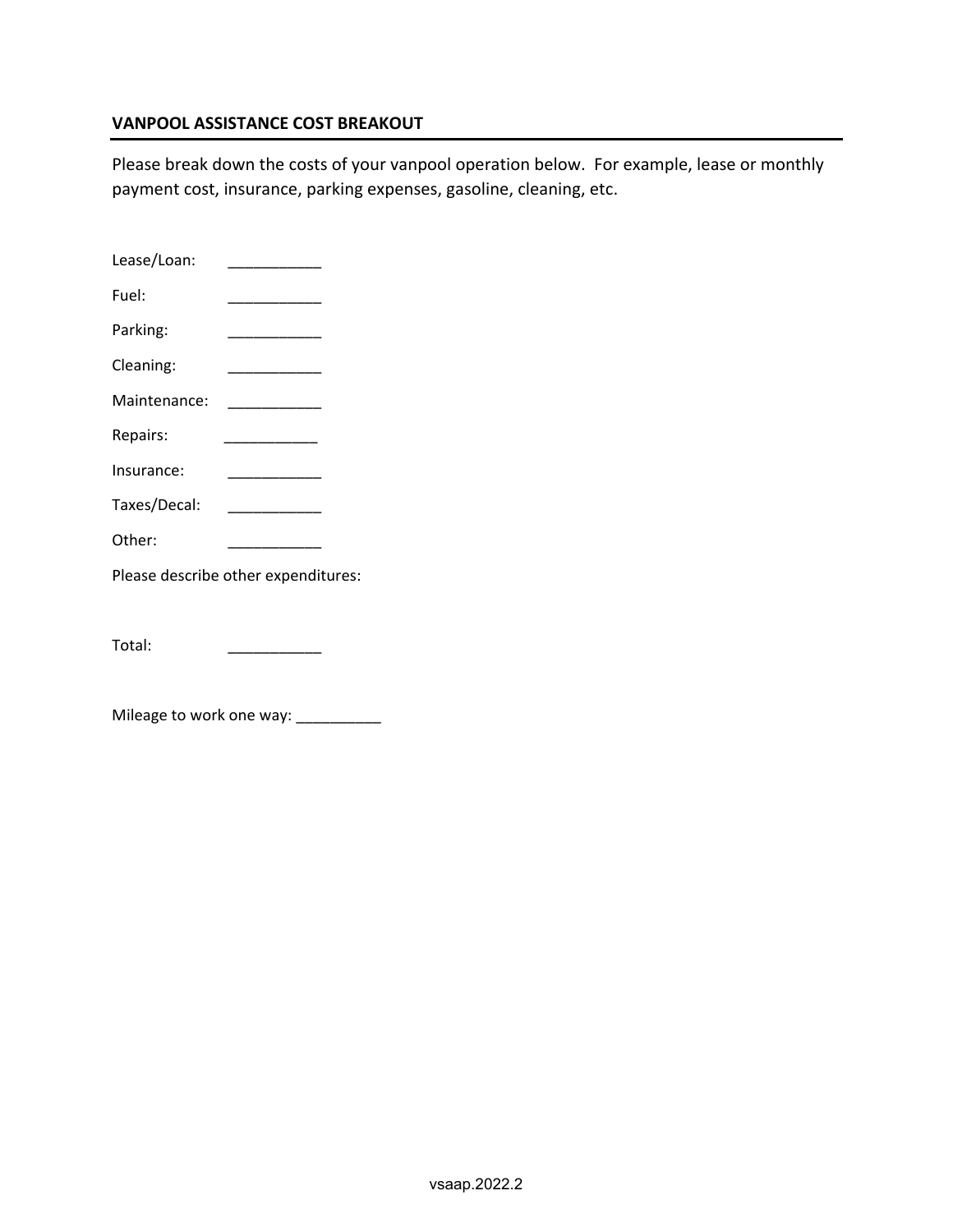**VANPOOL ASSISTANCE COST BREAKOUT**

Please break down the costs of your vanpool operation below. For example, lease or monthly payment cost, insurance, parking expenses, gasoline, cleaning, etc.

Lease/Loan: ___________

Fuel: ___________

Parking: ___________

Cleaning: ___________

Maintenance: ___________

Repairs: ___________

Insurance: ___________

Taxes/Decal: ___________

Other: ___________

Please describe other expenditures:

Total: ___________

Mileage to work one way: __________

vsaap.2022.2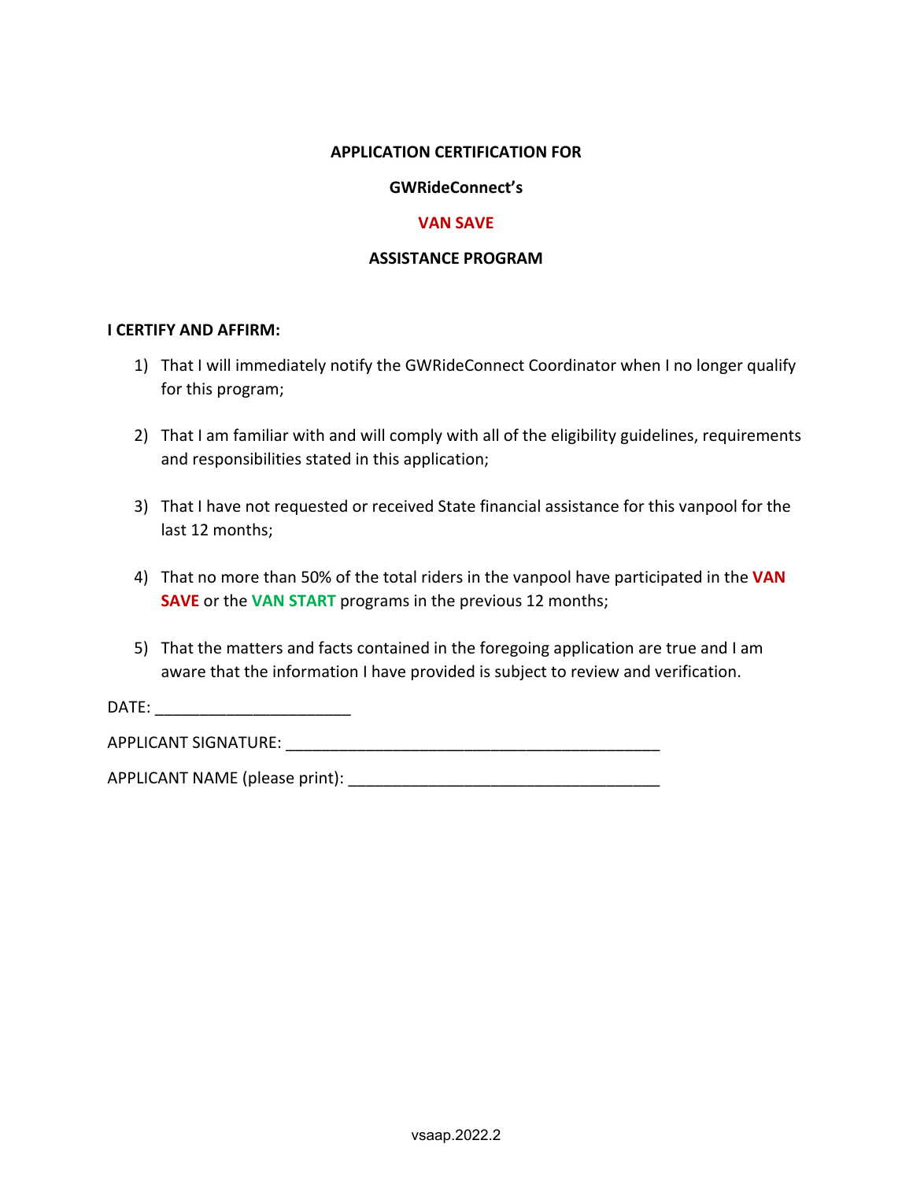**APPLICATION CERTIFICATION FOR**

**GWRideConnect's**

**VAN SAVE**

**ASSISTANCE PROGRAM**

**I CERTIFY AND AFFIRM:**

1) That I will immediately notify the GWRideConnect Coordinator when I no longer qualify for this program;

2) That I am familiar with and will comply with all of the eligibility guidelines, requirements and responsibilities stated in this application;

3) That I have not requested or received State financial assistance for this vanpool for the last 12 months;

4) That no more than 50% of the total riders in the vanpool have participated in the **VAN SAVE** or the **VAN START** programs in the previous 12 months;

5) That the matters and facts contained in the foregoing application are true and I am aware that the information I have provided is subject to review and verification.

DATE: ______________________

APPLICANT SIGNATURE: ___________________________________________

APPLICANT NAME (please print): ____________________________________

vsaap.2022.2